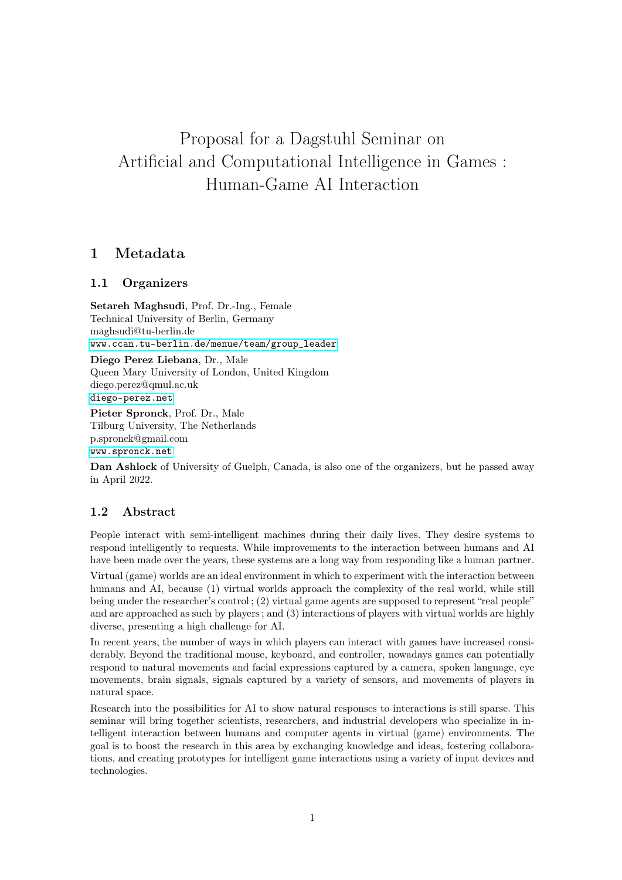# Proposal for a Dagstuhl Seminar on Artificial and Computational Intelligence in Games : Human-Game AI Interaction

## 1 Metadata

### 1.1 Organizers

**Setareh Maghsudi**, Prof. Dr.-Ing., Female
Technical University of Berlin, Germany
maghsudi@tu-berlin.de
www.ccan.tu-berlin.de/menue/team/group_leader

**Diego Perez Liebana**, Dr., Male
Queen Mary University of London, United Kingdom
diego.perez@qmul.ac.uk
diego-perez.net

**Pieter Spronck**, Prof. Dr., Male
Tilburg University, The Netherlands
p.spronck@gmail.com
www.spronck.net

**Dan Ashlock** of University of Guelph, Canada, is also one of the organizers, but he passed away in April 2022.

### 1.2 Abstract

People interact with semi-intelligent machines during their daily lives. They desire systems to respond intelligently to requests. While improvements to the interaction between humans and AI have been made over the years, these systems are a long way from responding like a human partner.

Virtual (game) worlds are an ideal environment in which to experiment with the interaction between humans and AI, because (1) virtual worlds approach the complexity of the real world, while still being under the researcher's control ; (2) virtual game agents are supposed to represent "real people" and are approached as such by players ; and (3) interactions of players with virtual worlds are highly diverse, presenting a high challenge for AI.

In recent years, the number of ways in which players can interact with games have increased considerably. Beyond the traditional mouse, keyboard, and controller, nowadays games can potentially respond to natural movements and facial expressions captured by a camera, spoken language, eye movements, brain signals, signals captured by a variety of sensors, and movements of players in natural space.

Research into the possibilities for AI to show natural responses to interactions is still sparse. This seminar will bring together scientists, researchers, and industrial developers who specialize in intelligent interaction between humans and computer agents in virtual (game) environments. The goal is to boost the research in this area by exchanging knowledge and ideas, fostering collaborations, and creating prototypes for intelligent game interactions using a variety of input devices and technologies.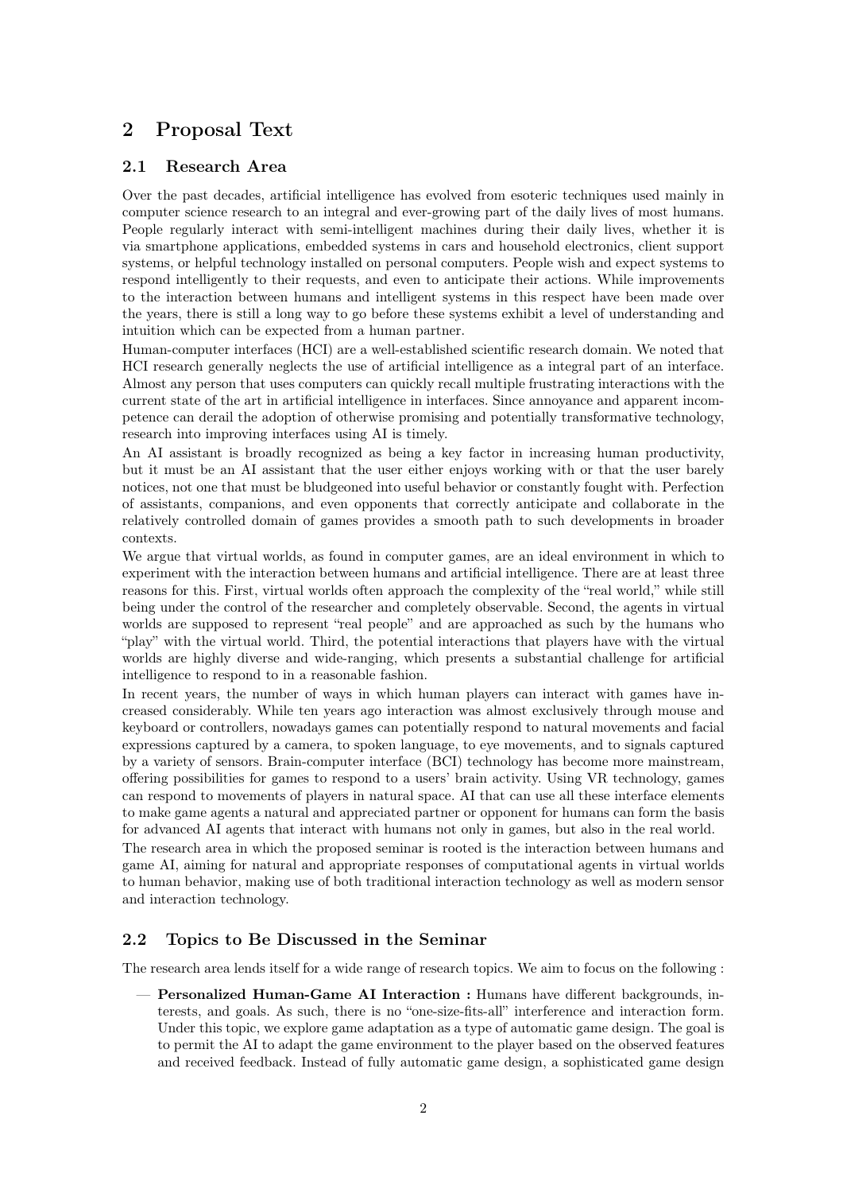## 2 Proposal Text

### 2.1 Research Area

Over the past decades, artificial intelligence has evolved from esoteric techniques used mainly in computer science research to an integral and ever-growing part of the daily lives of most humans. People regularly interact with semi-intelligent machines during their daily lives, whether it is via smartphone applications, embedded systems in cars and household electronics, client support systems, or helpful technology installed on personal computers. People wish and expect systems to respond intelligently to their requests, and even to anticipate their actions. While improvements to the interaction between humans and intelligent systems in this respect have been made over the years, there is still a long way to go before these systems exhibit a level of understanding and intuition which can be expected from a human partner.

Human-computer interfaces (HCI) are a well-established scientific research domain. We noted that HCI research generally neglects the use of artificial intelligence as a integral part of an interface. Almost any person that uses computers can quickly recall multiple frustrating interactions with the current state of the art in artificial intelligence in interfaces. Since annoyance and apparent incompetence can derail the adoption of otherwise promising and potentially transformative technology, research into improving interfaces using AI is timely.

An AI assistant is broadly recognized as being a key factor in increasing human productivity, but it must be an AI assistant that the user either enjoys working with or that the user barely notices, not one that must be bludgeoned into useful behavior or constantly fought with. Perfection of assistants, companions, and even opponents that correctly anticipate and collaborate in the relatively controlled domain of games provides a smooth path to such developments in broader contexts.

We argue that virtual worlds, as found in computer games, are an ideal environment in which to experiment with the interaction between humans and artificial intelligence. There are at least three reasons for this. First, virtual worlds often approach the complexity of the "real world," while still being under the control of the researcher and completely observable. Second, the agents in virtual worlds are supposed to represent "real people" and are approached as such by the humans who "play" with the virtual world. Third, the potential interactions that players have with the virtual worlds are highly diverse and wide-ranging, which presents a substantial challenge for artificial intelligence to respond to in a reasonable fashion.

In recent years, the number of ways in which human players can interact with games have increased considerably. While ten years ago interaction was almost exclusively through mouse and keyboard or controllers, nowadays games can potentially respond to natural movements and facial expressions captured by a camera, to spoken language, to eye movements, and to signals captured by a variety of sensors. Brain-computer interface (BCI) technology has become more mainstream, offering possibilities for games to respond to a users' brain activity. Using VR technology, games can respond to movements of players in natural space. AI that can use all these interface elements to make game agents a natural and appreciated partner or opponent for humans can form the basis for advanced AI agents that interact with humans not only in games, but also in the real world.

The research area in which the proposed seminar is rooted is the interaction between humans and game AI, aiming for natural and appropriate responses of computational agents in virtual worlds to human behavior, making use of both traditional interaction technology as well as modern sensor and interaction technology.

### 2.2 Topics to Be Discussed in the Seminar

The research area lends itself for a wide range of research topics. We aim to focus on the following :

— **Personalized Human-Game AI Interaction :** Humans have different backgrounds, interests, and goals. As such, there is no "one-size-fits-all" interference and interaction form. Under this topic, we explore game adaptation as a type of automatic game design. The goal is to permit the AI to adapt the game environment to the player based on the observed features and received feedback. Instead of fully automatic game design, a sophisticated game design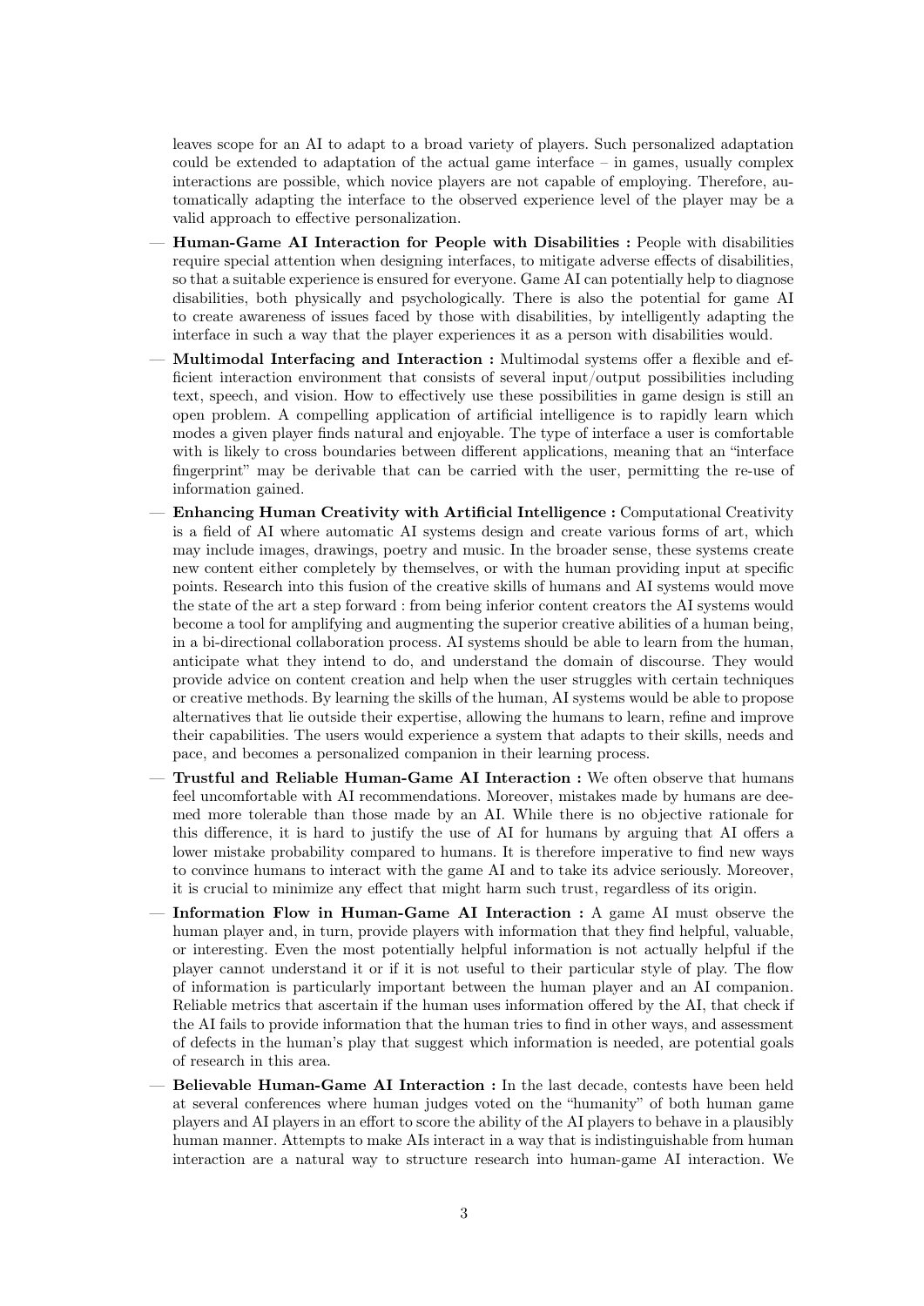leaves scope for an AI to adapt to a broad variety of players. Such personalized adaptation could be extended to adaptation of the actual game interface – in games, usually complex interactions are possible, which novice players are not capable of employing. Therefore, automatically adapting the interface to the observed experience level of the player may be a valid approach to effective personalization.

- **Human-Game AI Interaction for People with Disabilities :** People with disabilities require special attention when designing interfaces, to mitigate adverse effects of disabilities, so that a suitable experience is ensured for everyone. Game AI can potentially help to diagnose disabilities, both physically and psychologically. There is also the potential for game AI to create awareness of issues faced by those with disabilities, by intelligently adapting the interface in such a way that the player experiences it as a person with disabilities would.
- **Multimodal Interfacing and Interaction :** Multimodal systems offer a flexible and efficient interaction environment that consists of several input/output possibilities including text, speech, and vision. How to effectively use these possibilities in game design is still an open problem. A compelling application of artificial intelligence is to rapidly learn which modes a given player finds natural and enjoyable. The type of interface a user is comfortable with is likely to cross boundaries between different applications, meaning that an "interface fingerprint" may be derivable that can be carried with the user, permitting the re-use of information gained.
- **Enhancing Human Creativity with Artificial Intelligence :** Computational Creativity is a field of AI where automatic AI systems design and create various forms of art, which may include images, drawings, poetry and music. In the broader sense, these systems create new content either completely by themselves, or with the human providing input at specific points. Research into this fusion of the creative skills of humans and AI systems would move the state of the art a step forward : from being inferior content creators the AI systems would become a tool for amplifying and augmenting the superior creative abilities of a human being, in a bi-directional collaboration process. AI systems should be able to learn from the human, anticipate what they intend to do, and understand the domain of discourse. They would provide advice on content creation and help when the user struggles with certain techniques or creative methods. By learning the skills of the human, AI systems would be able to propose alternatives that lie outside their expertise, allowing the humans to learn, refine and improve their capabilities. The users would experience a system that adapts to their skills, needs and pace, and becomes a personalized companion in their learning process.
- **Trustful and Reliable Human-Game AI Interaction :** We often observe that humans feel uncomfortable with AI recommendations. Moreover, mistakes made by humans are deemed more tolerable than those made by an AI. While there is no objective rationale for this difference, it is hard to justify the use of AI for humans by arguing that AI offers a lower mistake probability compared to humans. It is therefore imperative to find new ways to convince humans to interact with the game AI and to take its advice seriously. Moreover, it is crucial to minimize any effect that might harm such trust, regardless of its origin.
- **Information Flow in Human-Game AI Interaction :** A game AI must observe the human player and, in turn, provide players with information that they find helpful, valuable, or interesting. Even the most potentially helpful information is not actually helpful if the player cannot understand it or if it is not useful to their particular style of play. The flow of information is particularly important between the human player and an AI companion. Reliable metrics that ascertain if the human uses information offered by the AI, that check if the AI fails to provide information that the human tries to find in other ways, and assessment of defects in the human's play that suggest which information is needed, are potential goals of research in this area.
- **Believable Human-Game AI Interaction :** In the last decade, contests have been held at several conferences where human judges voted on the "humanity" of both human game players and AI players in an effort to score the ability of the AI players to behave in a plausibly human manner. Attempts to make AIs interact in a way that is indistinguishable from human interaction are a natural way to structure research into human-game AI interaction. We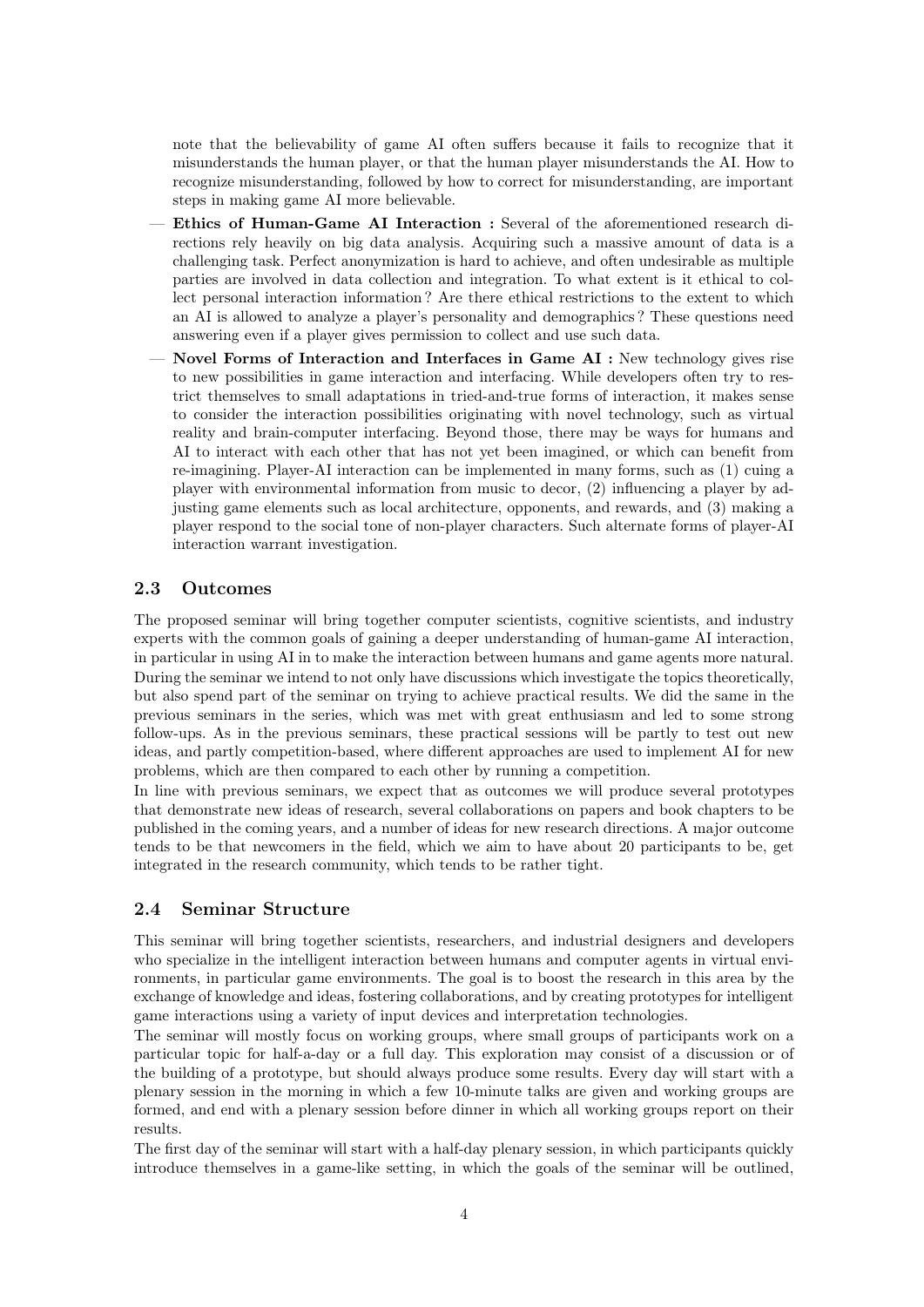note that the believability of game AI often suffers because it fails to recognize that it misunderstands the human player, or that the human player misunderstands the AI. How to recognize misunderstanding, followed by how to correct for misunderstanding, are important steps in making game AI more believable.

- **Ethics of Human-Game AI Interaction :** Several of the aforementioned research directions rely heavily on big data analysis. Acquiring such a massive amount of data is a challenging task. Perfect anonymization is hard to achieve, and often undesirable as multiple parties are involved in data collection and integration. To what extent is it ethical to collect personal interaction information ? Are there ethical restrictions to the extent to which an AI is allowed to analyze a player's personality and demographics ? These questions need answering even if a player gives permission to collect and use such data.
- **Novel Forms of Interaction and Interfaces in Game AI :** New technology gives rise to new possibilities in game interaction and interfacing. While developers often try to restrict themselves to small adaptations in tried-and-true forms of interaction, it makes sense to consider the interaction possibilities originating with novel technology, such as virtual reality and brain-computer interfacing. Beyond those, there may be ways for humans and AI to interact with each other that has not yet been imagined, or which can benefit from re-imagining. Player-AI interaction can be implemented in many forms, such as (1) cuing a player with environmental information from music to decor, (2) influencing a player by adjusting game elements such as local architecture, opponents, and rewards, and (3) making a player respond to the social tone of non-player characters. Such alternate forms of player-AI interaction warrant investigation.

## 2.3 Outcomes

The proposed seminar will bring together computer scientists, cognitive scientists, and industry experts with the common goals of gaining a deeper understanding of human-game AI interaction, in particular in using AI in to make the interaction between humans and game agents more natural. During the seminar we intend to not only have discussions which investigate the topics theoretically, but also spend part of the seminar on trying to achieve practical results. We did the same in the previous seminars in the series, which was met with great enthusiasm and led to some strong follow-ups. As in the previous seminars, these practical sessions will be partly to test out new ideas, and partly competition-based, where different approaches are used to implement AI for new problems, which are then compared to each other by running a competition.

In line with previous seminars, we expect that as outcomes we will produce several prototypes that demonstrate new ideas of research, several collaborations on papers and book chapters to be published in the coming years, and a number of ideas for new research directions. A major outcome tends to be that newcomers in the field, which we aim to have about 20 participants to be, get integrated in the research community, which tends to be rather tight.

## 2.4 Seminar Structure

This seminar will bring together scientists, researchers, and industrial designers and developers who specialize in the intelligent interaction between humans and computer agents in virtual environments, in particular game environments. The goal is to boost the research in this area by the exchange of knowledge and ideas, fostering collaborations, and by creating prototypes for intelligent game interactions using a variety of input devices and interpretation technologies.

The seminar will mostly focus on working groups, where small groups of participants work on a particular topic for half-a-day or a full day. This exploration may consist of a discussion or of the building of a prototype, but should always produce some results. Every day will start with a plenary session in the morning in which a few 10-minute talks are given and working groups are formed, and end with a plenary session before dinner in which all working groups report on their results.

The first day of the seminar will start with a half-day plenary session, in which participants quickly introduce themselves in a game-like setting, in which the goals of the seminar will be outlined,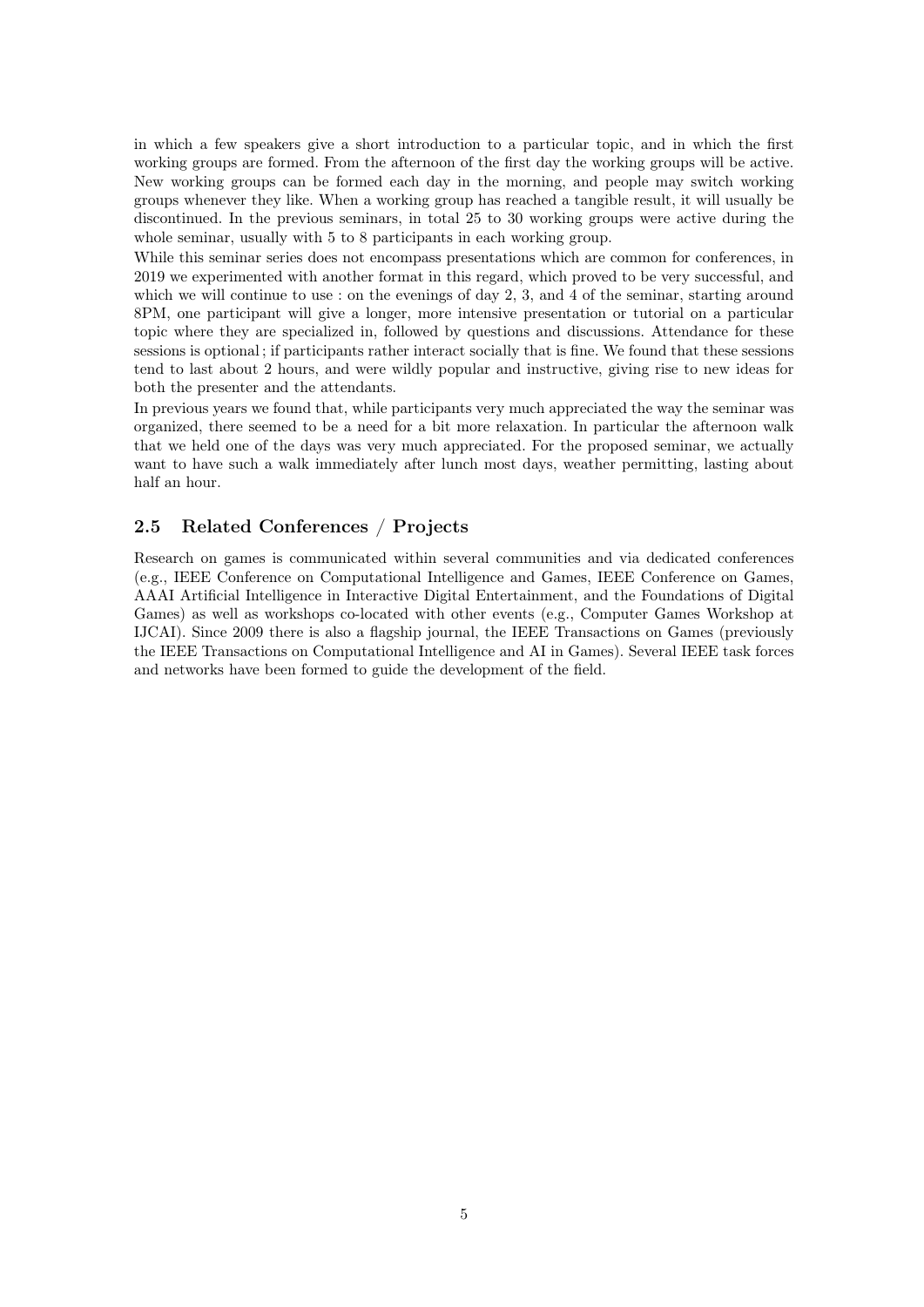in which a few speakers give a short introduction to a particular topic, and in which the first working groups are formed. From the afternoon of the first day the working groups will be active. New working groups can be formed each day in the morning, and people may switch working groups whenever they like. When a working group has reached a tangible result, it will usually be discontinued. In the previous seminars, in total 25 to 30 working groups were active during the whole seminar, usually with 5 to 8 participants in each working group.

While this seminar series does not encompass presentations which are common for conferences, in 2019 we experimented with another format in this regard, which proved to be very successful, and which we will continue to use : on the evenings of day 2, 3, and 4 of the seminar, starting around 8PM, one participant will give a longer, more intensive presentation or tutorial on a particular topic where they are specialized in, followed by questions and discussions. Attendance for these sessions is optional ; if participants rather interact socially that is fine. We found that these sessions tend to last about 2 hours, and were wildly popular and instructive, giving rise to new ideas for both the presenter and the attendants.

In previous years we found that, while participants very much appreciated the way the seminar was organized, there seemed to be a need for a bit more relaxation. In particular the afternoon walk that we held one of the days was very much appreciated. For the proposed seminar, we actually want to have such a walk immediately after lunch most days, weather permitting, lasting about half an hour.

## 2.5 Related Conferences / Projects

Research on games is communicated within several communities and via dedicated conferences (e.g., IEEE Conference on Computational Intelligence and Games, IEEE Conference on Games, AAAI Artificial Intelligence in Interactive Digital Entertainment, and the Foundations of Digital Games) as well as workshops co-located with other events (e.g., Computer Games Workshop at IJCAI). Since 2009 there is also a flagship journal, the IEEE Transactions on Games (previously the IEEE Transactions on Computational Intelligence and AI in Games). Several IEEE task forces and networks have been formed to guide the development of the field.